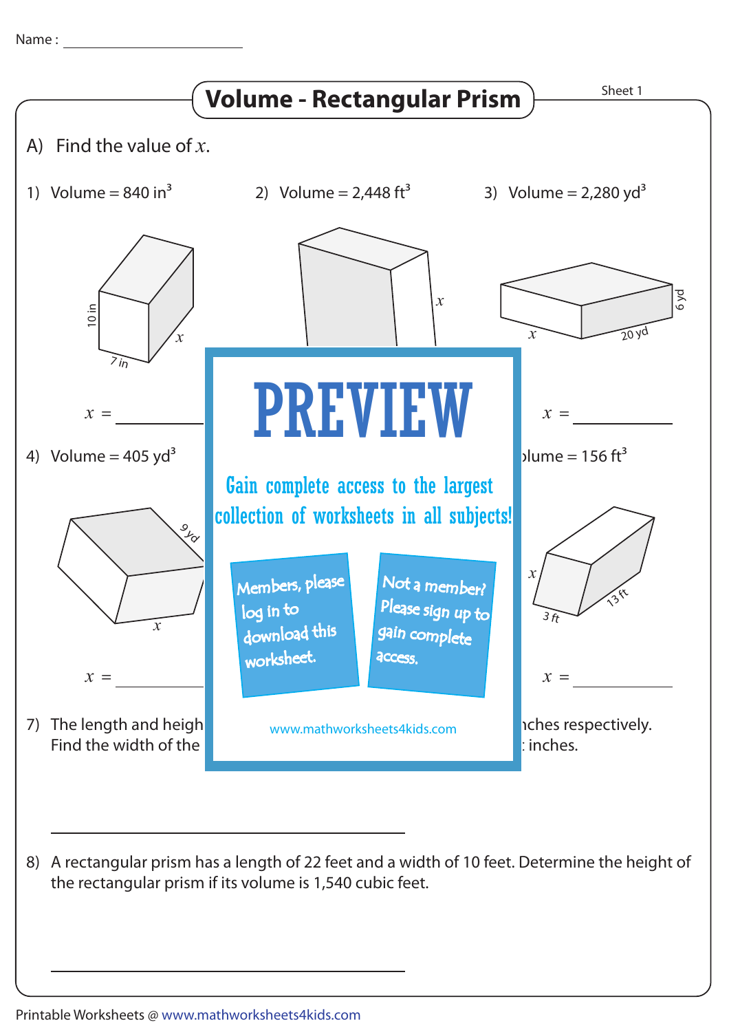Name : ______________________

# Volume - Rectangular Prism

Sheet 1

A) Find the value of $x$.

1) Volume = 840 in$^3$

10 in, 7 in, $x$

$x$ = __________

2) Volume = 2,448 ft$^3$

$x$

3) Volume = 2,280 yd$^3$

6 yd, $x$, 20 yd

$x$ = __________

4) Volume = 405 yd$^3$

9 yd, $x$

$x$ = __________

PREVIEW

Gain complete access to the largest collection of worksheets in all subjects!

Members, please log in to download this worksheet.

Not a member? Please sign up to gain complete access.

www.mathworksheets4kids.com

olume = 156 ft$^3$

$x$, 3 ft, 13 ft

$x$ = __________

7) The length and heigh ... nches respectively.
Find the width of the ... inches.

______________________________

8) A rectangular prism has a length of 22 feet and a width of 10 feet. Determine the height of the rectangular prism if its volume is 1,540 cubic feet.

______________________________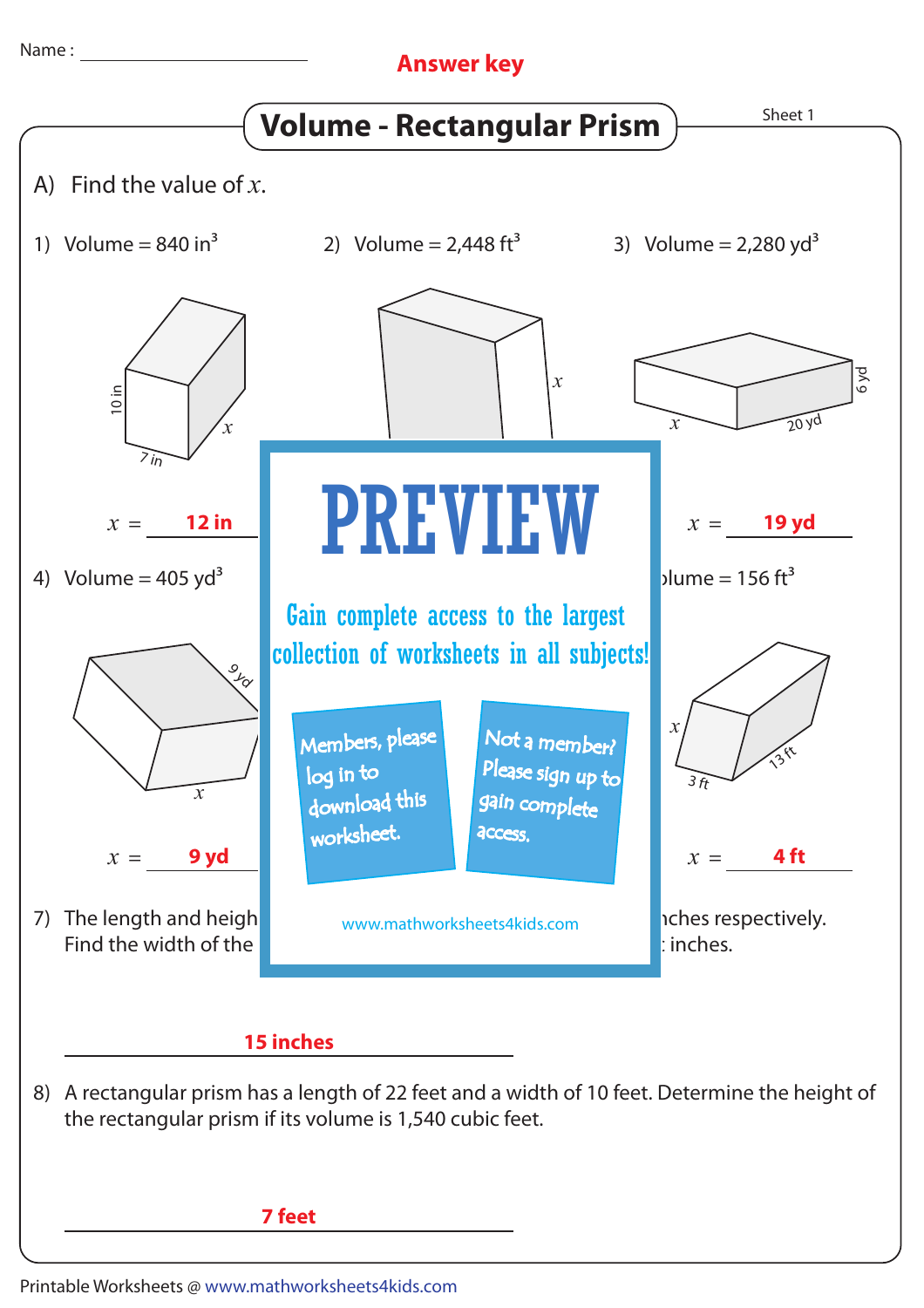Name : ______________________

**Answer key**

# Volume - Rectangular Prism

Sheet 1

A) Find the value of $x$.

1) Volume = 840 in$^3$

10 in

7 in

$x$

$x$ = **12 in**

2) Volume = 2,448 ft$^3$

$x$

3) Volume = 2,280 yd$^3$

6 yd

20 yd

$x$

$x$ = **19 yd**

4) Volume = 405 yd$^3$

9 yd

$x$

$x$ = **9 yd**

lume = 156 ft$^3$

$x$

3 ft

13 ft

$x$ = **4 ft**

**PREVIEW**

Gain complete access to the largest collection of worksheets in all subjects!

Members, please log in to download this worksheet.

Not a member? Please sign up to gain complete access.

www.mathworksheets4kids.com

7) The length and heigh … nches respectively. Find the width of the … inches.

**15 inches**

8) A rectangular prism has a length of 22 feet and a width of 10 feet. Determine the height of the rectangular prism if its volume is 1,540 cubic feet.

**7 feet**

Printable Worksheets @ www.mathworksheets4kids.com